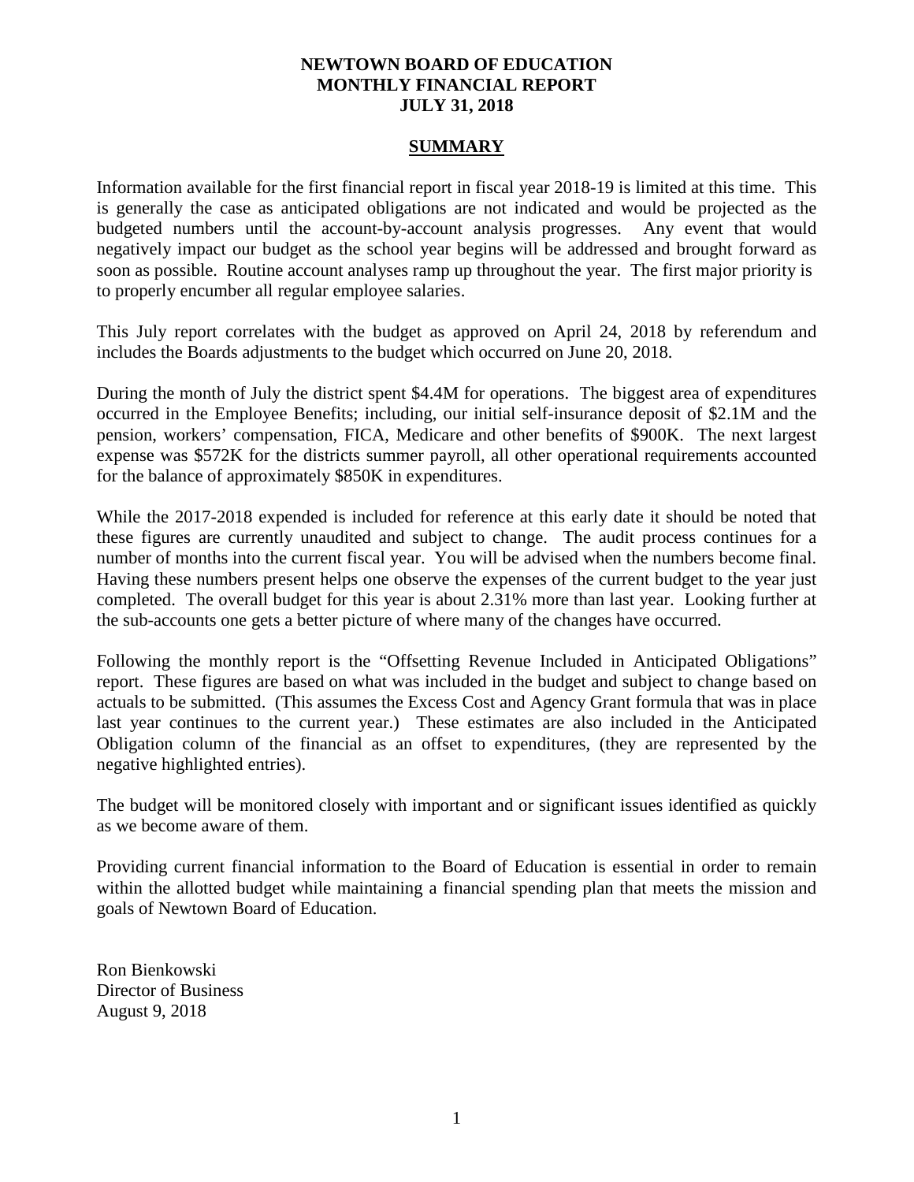# NEWTOWN BOARD OF EDUCATION
# MONTHLY FINANCIAL REPORT
# JULY 31, 2018

## SUMMARY

Information available for the first financial report in fiscal year 2018-19 is limited at this time. This is generally the case as anticipated obligations are not indicated and would be projected as the budgeted numbers until the account-by-account analysis progresses. Any event that would negatively impact our budget as the school year begins will be addressed and brought forward as soon as possible. Routine account analyses ramp up throughout the year. The first major priority is to properly encumber all regular employee salaries.

This July report correlates with the budget as approved on April 24, 2018 by referendum and includes the Boards adjustments to the budget which occurred on June 20, 2018.

During the month of July the district spent $4.4M for operations. The biggest area of expenditures occurred in the Employee Benefits; including, our initial self-insurance deposit of $2.1M and the pension, workers' compensation, FICA, Medicare and other benefits of $900K. The next largest expense was $572K for the districts summer payroll, all other operational requirements accounted for the balance of approximately $850K in expenditures.

While the 2017-2018 expended is included for reference at this early date it should be noted that these figures are currently unaudited and subject to change. The audit process continues for a number of months into the current fiscal year. You will be advised when the numbers become final. Having these numbers present helps one observe the expenses of the current budget to the year just completed. The overall budget for this year is about 2.31% more than last year. Looking further at the sub-accounts one gets a better picture of where many of the changes have occurred.

Following the monthly report is the "Offsetting Revenue Included in Anticipated Obligations" report. These figures are based on what was included in the budget and subject to change based on actuals to be submitted. (This assumes the Excess Cost and Agency Grant formula that was in place last year continues to the current year.) These estimates are also included in the Anticipated Obligation column of the financial as an offset to expenditures, (they are represented by the negative highlighted entries).

The budget will be monitored closely with important and or significant issues identified as quickly as we become aware of them.

Providing current financial information to the Board of Education is essential in order to remain within the allotted budget while maintaining a financial spending plan that meets the mission and goals of Newtown Board of Education.

Ron Bienkowski
Director of Business
August 9, 2018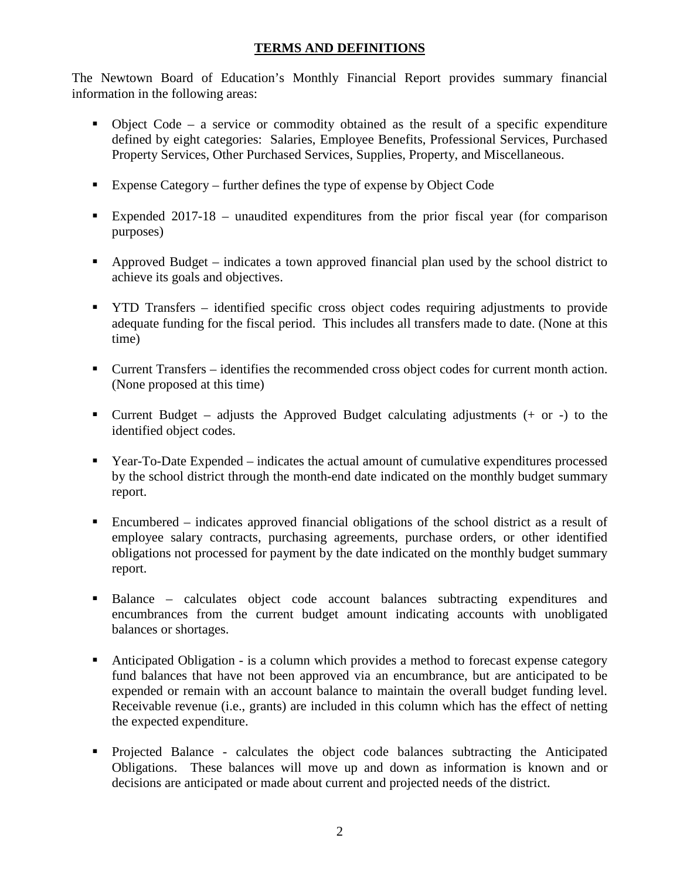# TERMS AND DEFINITIONS

The Newtown Board of Education's Monthly Financial Report provides summary financial information in the following areas:

- Object Code – a service or commodity obtained as the result of a specific expenditure defined by eight categories: Salaries, Employee Benefits, Professional Services, Purchased Property Services, Other Purchased Services, Supplies, Property, and Miscellaneous.
- Expense Category – further defines the type of expense by Object Code
- Expended 2017-18 – unaudited expenditures from the prior fiscal year (for comparison purposes)
- Approved Budget – indicates a town approved financial plan used by the school district to achieve its goals and objectives.
- YTD Transfers – identified specific cross object codes requiring adjustments to provide adequate funding for the fiscal period. This includes all transfers made to date. (None at this time)
- Current Transfers – identifies the recommended cross object codes for current month action. (None proposed at this time)
- Current Budget – adjusts the Approved Budget calculating adjustments (+ or -) to the identified object codes.
- Year-To-Date Expended – indicates the actual amount of cumulative expenditures processed by the school district through the month-end date indicated on the monthly budget summary report.
- Encumbered – indicates approved financial obligations of the school district as a result of employee salary contracts, purchasing agreements, purchase orders, or other identified obligations not processed for payment by the date indicated on the monthly budget summary report.
- Balance – calculates object code account balances subtracting expenditures and encumbrances from the current budget amount indicating accounts with unobligated balances or shortages.
- Anticipated Obligation - is a column which provides a method to forecast expense category fund balances that have not been approved via an encumbrance, but are anticipated to be expended or remain with an account balance to maintain the overall budget funding level. Receivable revenue (i.e., grants) are included in this column which has the effect of netting the expected expenditure.
- Projected Balance - calculates the object code balances subtracting the Anticipated Obligations. These balances will move up and down as information is known and or decisions are anticipated or made about current and projected needs of the district.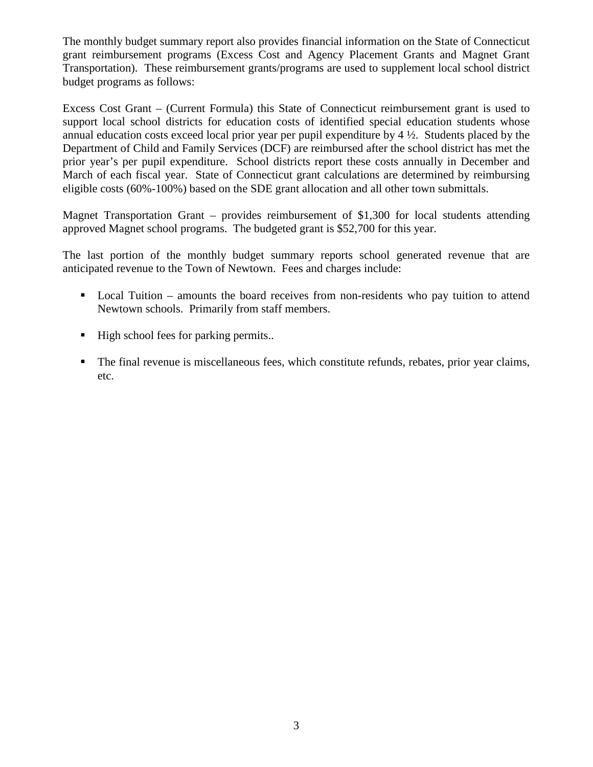The monthly budget summary report also provides financial information on the State of Connecticut grant reimbursement programs (Excess Cost and Agency Placement Grants and Magnet Grant Transportation). These reimbursement grants/programs are used to supplement local school district budget programs as follows:

Excess Cost Grant – (Current Formula) this State of Connecticut reimbursement grant is used to support local school districts for education costs of identified special education students whose annual education costs exceed local prior year per pupil expenditure by 4 ½. Students placed by the Department of Child and Family Services (DCF) are reimbursed after the school district has met the prior year's per pupil expenditure. School districts report these costs annually in December and March of each fiscal year. State of Connecticut grant calculations are determined by reimbursing eligible costs (60%-100%) based on the SDE grant allocation and all other town submittals.

Magnet Transportation Grant – provides reimbursement of $1,300 for local students attending approved Magnet school programs. The budgeted grant is $52,700 for this year.

The last portion of the monthly budget summary reports school generated revenue that are anticipated revenue to the Town of Newtown. Fees and charges include:

- Local Tuition – amounts the board receives from non-residents who pay tuition to attend Newtown schools. Primarily from staff members.
- High school fees for parking permits..
- The final revenue is miscellaneous fees, which constitute refunds, rebates, prior year claims, etc.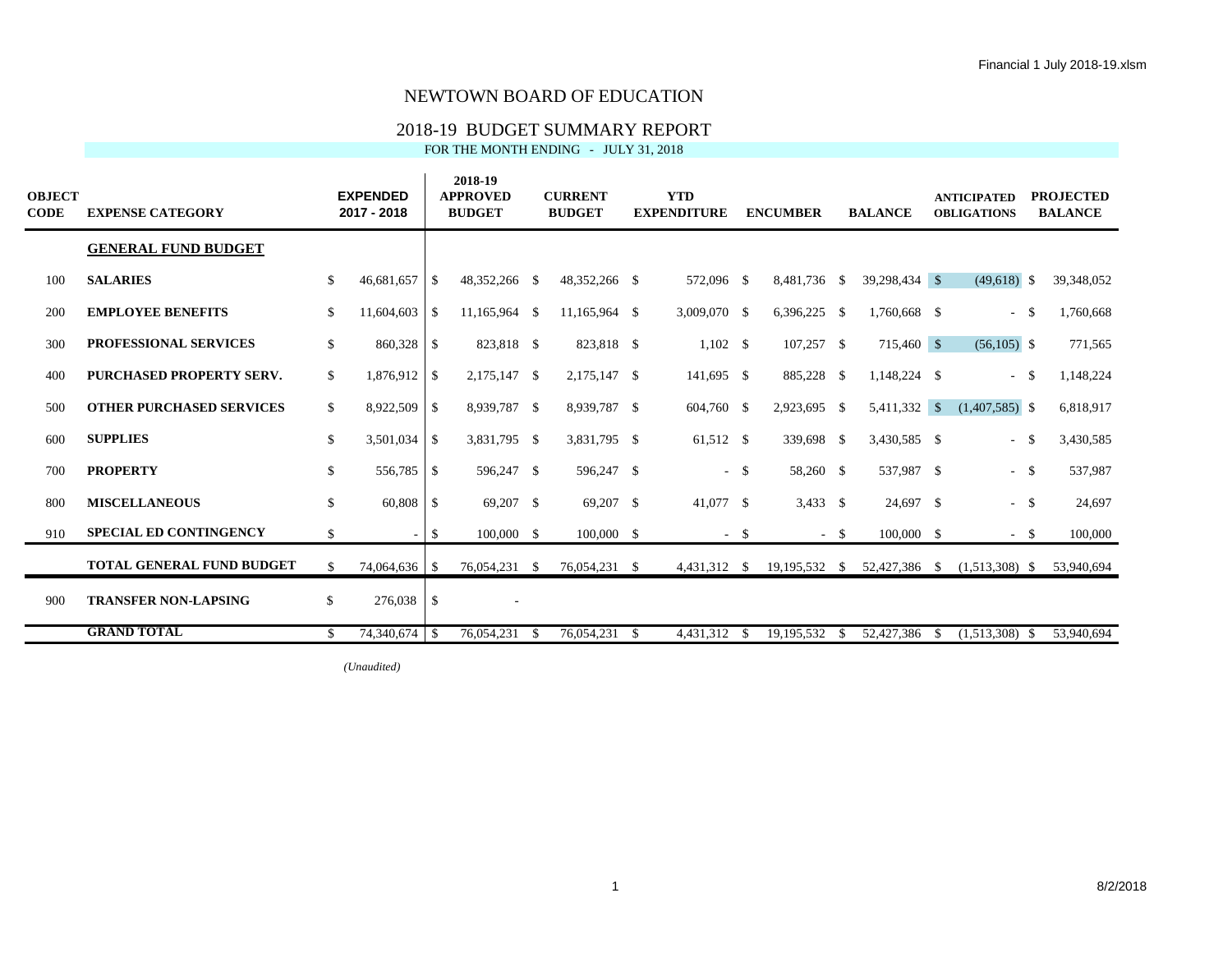# NEWTOWN BOARD OF EDUCATION

## 2018-19 BUDGET SUMMARY REPORT

FOR THE MONTH ENDING - JULY 31, 2018

| OBJECT CODE | EXPENSE CATEGORY | EXPENDED 2017 - 2018 | 2018-19 APPROVED BUDGET | CURRENT BUDGET | YTD EXPENDITURE | ENCUMBER | BALANCE | ANTICIPATED OBLIGATIONS | PROJECTED BALANCE |
|---|---|---|---|---|---|---|---|---|---|
| | **GENERAL FUND BUDGET** | | | | | | | | |
| 100 | **SALARIES** | $ 46,681,657 | $ 48,352,266 | $ 48,352,266 | $ 572,096 | $ 8,481,736 | $ 39,298,434 | $ (49,618) | $ 39,348,052 |
| 200 | **EMPLOYEE BENEFITS** | $ 11,604,603 | $ 11,165,964 | $ 11,165,964 | $ 3,009,070 | $ 6,396,225 | $ 1,760,668 | $ - | $ 1,760,668 |
| 300 | **PROFESSIONAL SERVICES** | $ 860,328 | $ 823,818 | $ 823,818 | $ 1,102 | $ 107,257 | $ 715,460 | $ (56,105) | $ 771,565 |
| 400 | **PURCHASED PROPERTY SERV.** | $ 1,876,912 | $ 2,175,147 | $ 2,175,147 | $ 141,695 | $ 885,228 | $ 1,148,224 | $ - | $ 1,148,224 |
| 500 | **OTHER PURCHASED SERVICES** | $ 8,922,509 | $ 8,939,787 | $ 8,939,787 | $ 604,760 | $ 2,923,695 | $ 5,411,332 | $ (1,407,585) | $ 6,818,917 |
| 600 | **SUPPLIES** | $ 3,501,034 | $ 3,831,795 | $ 3,831,795 | $ 61,512 | $ 339,698 | $ 3,430,585 | $ - | $ 3,430,585 |
| 700 | **PROPERTY** | $ 556,785 | $ 596,247 | $ 596,247 | $ - | $ 58,260 | $ 537,987 | $ - | $ 537,987 |
| 800 | **MISCELLANEOUS** | $ 60,808 | $ 69,207 | $ 69,207 | $ 41,077 | $ 3,433 | $ 24,697 | $ - | $ 24,697 |
| 910 | **SPECIAL ED CONTINGENCY** | $ - | $ 100,000 | $ 100,000 | $ - | $ - | $ 100,000 | $ - | $ 100,000 |
| | **TOTAL GENERAL FUND BUDGET** | $ 74,064,636 | $ 76,054,231 | $ 76,054,231 | $ 4,431,312 | $ 19,195,532 | $ 52,427,386 | $ (1,513,308) | $ 53,940,694 |
| 900 | **TRANSFER NON-LAPSING** | $ 276,038 | $ - | | | | | | |
| | **GRAND TOTAL** | $ 74,340,674 | $ 76,054,231 | $ 76,054,231 | $ 4,431,312 | $ 19,195,532 | $ 52,427,386 | $ (1,513,308) | $ 53,940,694 |

*(Unaudited)*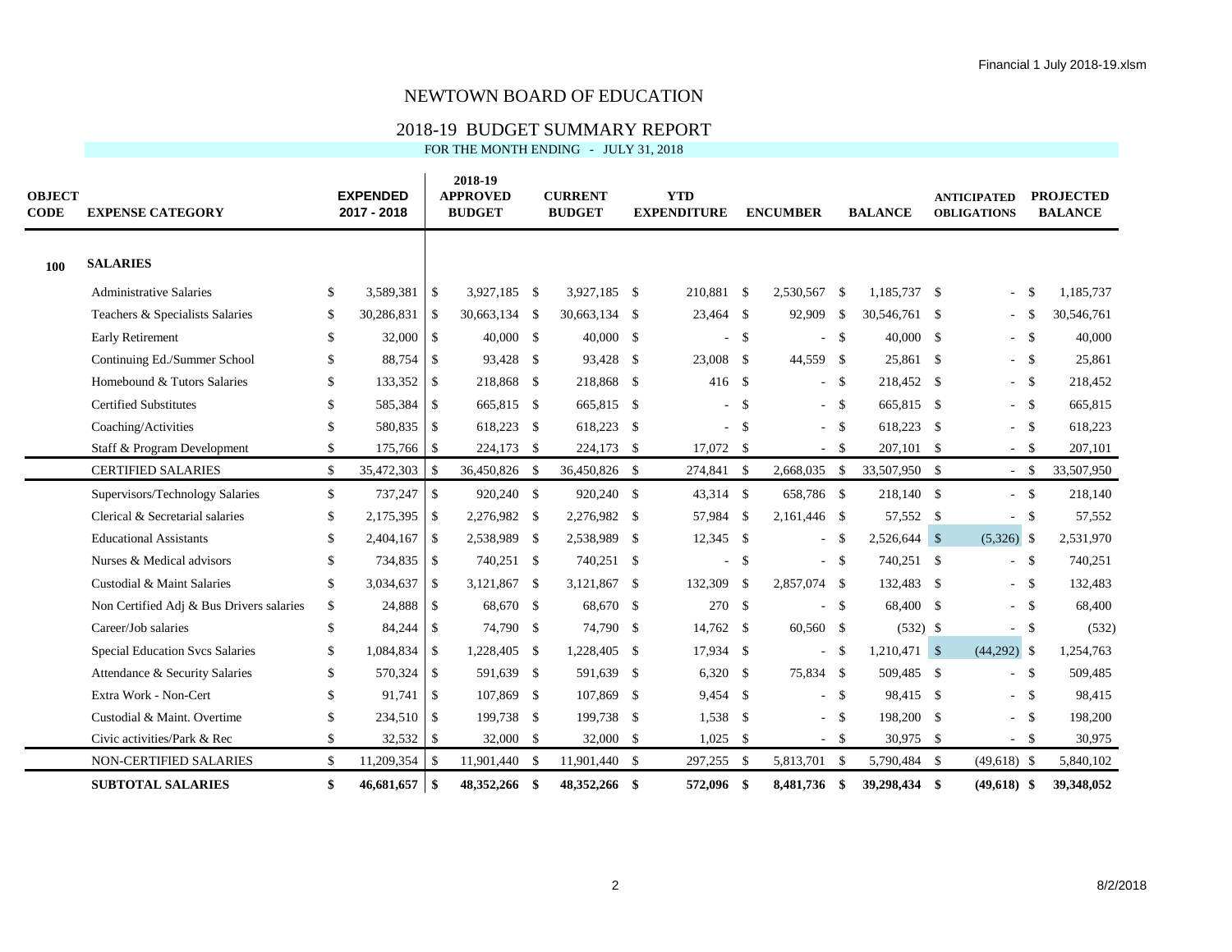# NEWTOWN BOARD OF EDUCATION

## 2018-19 BUDGET SUMMARY REPORT

FOR THE MONTH ENDING - JULY 31, 2018

| OBJECT CODE | EXPENSE CATEGORY | EXPENDED 2017 - 2018 | 2018-19 APPROVED BUDGET | CURRENT BUDGET | YTD EXPENDITURE | ENCUMBER | BALANCE | ANTICIPATED OBLIGATIONS | PROJECTED BALANCE |
|---|---|---|---|---|---|---|---|---|---|
| **100** | **SALARIES** | | | | | | | | |
| | Administrative Salaries | $ 3,589,381 | $ 3,927,185 | $ 3,927,185 | $ 210,881 | $ 2,530,567 | $ 1,185,737 | $ - | $ 1,185,737 |
| | Teachers & Specialists Salaries | $ 30,286,831 | $ 30,663,134 | $ 30,663,134 | $ 23,464 | $ 92,909 | $ 30,546,761 | $ - | $ 30,546,761 |
| | Early Retirement | $ 32,000 | $ 40,000 | $ 40,000 | $ - | $ - | $ 40,000 | $ - | $ 40,000 |
| | Continuing Ed./Summer School | $ 88,754 | $ 93,428 | $ 93,428 | $ 23,008 | $ 44,559 | $ 25,861 | $ - | $ 25,861 |
| | Homebound & Tutors Salaries | $ 133,352 | $ 218,868 | $ 218,868 | $ 416 | $ - | $ 218,452 | $ - | $ 218,452 |
| | Certified Substitutes | $ 585,384 | $ 665,815 | $ 665,815 | $ - | $ - | $ 665,815 | $ - | $ 665,815 |
| | Coaching/Activities | $ 580,835 | $ 618,223 | $ 618,223 | $ - | $ - | $ 618,223 | $ - | $ 618,223 |
| | Staff & Program Development | $ 175,766 | $ 224,173 | $ 224,173 | $ 17,072 | $ - | $ 207,101 | $ - | $ 207,101 |
| | CERTIFIED SALARIES | $ 35,472,303 | $ 36,450,826 | $ 36,450,826 | $ 274,841 | $ 2,668,035 | $ 33,507,950 | $ - | $ 33,507,950 |
| | Supervisors/Technology Salaries | $ 737,247 | $ 920,240 | $ 920,240 | $ 43,314 | $ 658,786 | $ 218,140 | $ - | $ 218,140 |
| | Clerical & Secretarial salaries | $ 2,175,395 | $ 2,276,982 | $ 2,276,982 | $ 57,984 | $ 2,161,446 | $ 57,552 | $ - | $ 57,552 |
| | Educational Assistants | $ 2,404,167 | $ 2,538,989 | $ 2,538,989 | $ 12,345 | $ - | $ 2,526,644 | $ (5,326) | $ 2,531,970 |
| | Nurses & Medical advisors | $ 734,835 | $ 740,251 | $ 740,251 | $ - | $ - | $ 740,251 | $ - | $ 740,251 |
| | Custodial & Maint Salaries | $ 3,034,637 | $ 3,121,867 | $ 3,121,867 | $ 132,309 | $ 2,857,074 | $ 132,483 | $ - | $ 132,483 |
| | Non Certified Adj & Bus Drivers salaries | $ 24,888 | $ 68,670 | $ 68,670 | $ 270 | $ - | $ 68,400 | $ - | $ 68,400 |
| | Career/Job salaries | $ 84,244 | $ 74,790 | $ 74,790 | $ 14,762 | $ 60,560 | $ (532) | $ - | $ (532) |
| | Special Education Svcs Salaries | $ 1,084,834 | $ 1,228,405 | $ 1,228,405 | $ 17,934 | $ - | $ 1,210,471 | $ (44,292) | $ 1,254,763 |
| | Attendance & Security Salaries | $ 570,324 | $ 591,639 | $ 591,639 | $ 6,320 | $ 75,834 | $ 509,485 | $ - | $ 509,485 |
| | Extra Work - Non-Cert | $ 91,741 | $ 107,869 | $ 107,869 | $ 9,454 | $ - | $ 98,415 | $ - | $ 98,415 |
| | Custodial & Maint. Overtime | $ 234,510 | $ 199,738 | $ 199,738 | $ 1,538 | $ - | $ 198,200 | $ - | $ 198,200 |
| | Civic activities/Park & Rec | $ 32,532 | $ 32,000 | $ 32,000 | $ 1,025 | $ - | $ 30,975 | $ - | $ 30,975 |
| | NON-CERTIFIED SALARIES | $ 11,209,354 | $ 11,901,440 | $ 11,901,440 | $ 297,255 | $ 5,813,701 | $ 5,790,484 | $ (49,618) | $ 5,840,102 |
| | **SUBTOTAL SALARIES** | **$ 46,681,657** | **$ 48,352,266** | **$ 48,352,266** | **$ 572,096** | **$ 8,481,736** | **$ 39,298,434** | **$ (49,618)** | **$ 39,348,052** |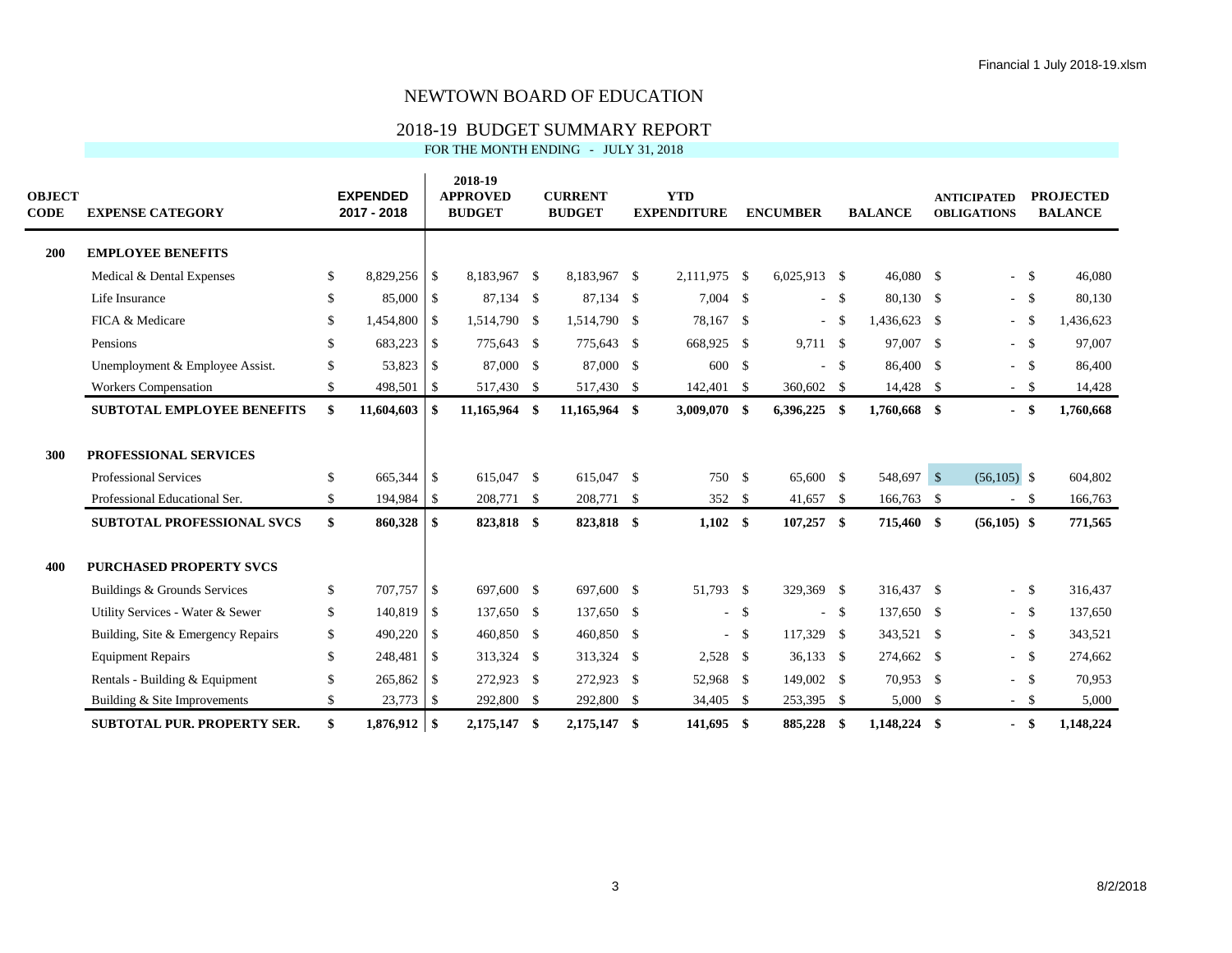# NEWTOWN BOARD OF EDUCATION

## 2018-19 BUDGET SUMMARY REPORT

FOR THE MONTH ENDING - JULY 31, 2018

| OBJECT CODE | EXPENSE CATEGORY | EXPENDED 2017 - 2018 | 2018-19 APPROVED BUDGET | CURRENT BUDGET | YTD EXPENDITURE | ENCUMBER | BALANCE | ANTICIPATED OBLIGATIONS | PROJECTED BALANCE |
|---|---|---|---|---|---|---|---|---|---|
| **200** | **EMPLOYEE BENEFITS** | | | | | | | | |
| | Medical & Dental Expenses | $ 8,829,256 | $ 8,183,967 | $ 8,183,967 | $ 2,111,975 | $ 6,025,913 | $ 46,080 | $ - | $ 46,080 |
| | Life Insurance | $ 85,000 | $ 87,134 | $ 87,134 | $ 7,004 | $ - | $ 80,130 | $ - | $ 80,130 |
| | FICA & Medicare | $ 1,454,800 | $ 1,514,790 | $ 1,514,790 | $ 78,167 | $ - | $ 1,436,623 | $ - | $ 1,436,623 |
| | Pensions | $ 683,223 | $ 775,643 | $ 775,643 | $ 668,925 | $ 9,711 | $ 97,007 | $ - | $ 97,007 |
| | Unemployment & Employee Assist. | $ 53,823 | $ 87,000 | $ 87,000 | $ 600 | $ - | $ 86,400 | $ - | $ 86,400 |
| | Workers Compensation | $ 498,501 | $ 517,430 | $ 517,430 | $ 142,401 | $ 360,602 | $ 14,428 | $ - | $ 14,428 |
| | **SUBTOTAL EMPLOYEE BENEFITS** | **$ 11,604,603** | **$ 11,165,964** | **$ 11,165,964** | **$ 3,009,070** | **$ 6,396,225** | **$ 1,760,668** | **$ -** | **$ 1,760,668** |
| **300** | **PROFESSIONAL SERVICES** | | | | | | | | |
| | Professional Services | $ 665,344 | $ 615,047 | $ 615,047 | $ 750 | $ 65,600 | $ 548,697 | $ (56,105) | $ 604,802 |
| | Professional Educational Ser. | $ 194,984 | $ 208,771 | $ 208,771 | $ 352 | $ 41,657 | $ 166,763 | $ - | $ 166,763 |
| | **SUBTOTAL PROFESSIONAL SVCS** | **$ 860,328** | **$ 823,818** | **$ 823,818** | **$ 1,102** | **$ 107,257** | **$ 715,460** | **$ (56,105)** | **$ 771,565** |
| **400** | **PURCHASED PROPERTY SVCS** | | | | | | | | |
| | Buildings & Grounds Services | $ 707,757 | $ 697,600 | $ 697,600 | $ 51,793 | $ 329,369 | $ 316,437 | $ - | $ 316,437 |
| | Utility Services - Water & Sewer | $ 140,819 | $ 137,650 | $ 137,650 | $ - | $ - | $ 137,650 | $ - | $ 137,650 |
| | Building, Site & Emergency Repairs | $ 490,220 | $ 460,850 | $ 460,850 | $ - | $ 117,329 | $ 343,521 | $ - | $ 343,521 |
| | Equipment Repairs | $ 248,481 | $ 313,324 | $ 313,324 | $ 2,528 | $ 36,133 | $ 274,662 | $ - | $ 274,662 |
| | Rentals - Building & Equipment | $ 265,862 | $ 272,923 | $ 272,923 | $ 52,968 | $ 149,002 | $ 70,953 | $ - | $ 70,953 |
| | Building & Site Improvements | $ 23,773 | $ 292,800 | $ 292,800 | $ 34,405 | $ 253,395 | $ 5,000 | $ - | $ 5,000 |
| | **SUBTOTAL PUR. PROPERTY SER.** | **$ 1,876,912** | **$ 2,175,147** | **$ 2,175,147** | **$ 141,695** | **$ 885,228** | **$ 1,148,224** | **$ -** | **$ 1,148,224** |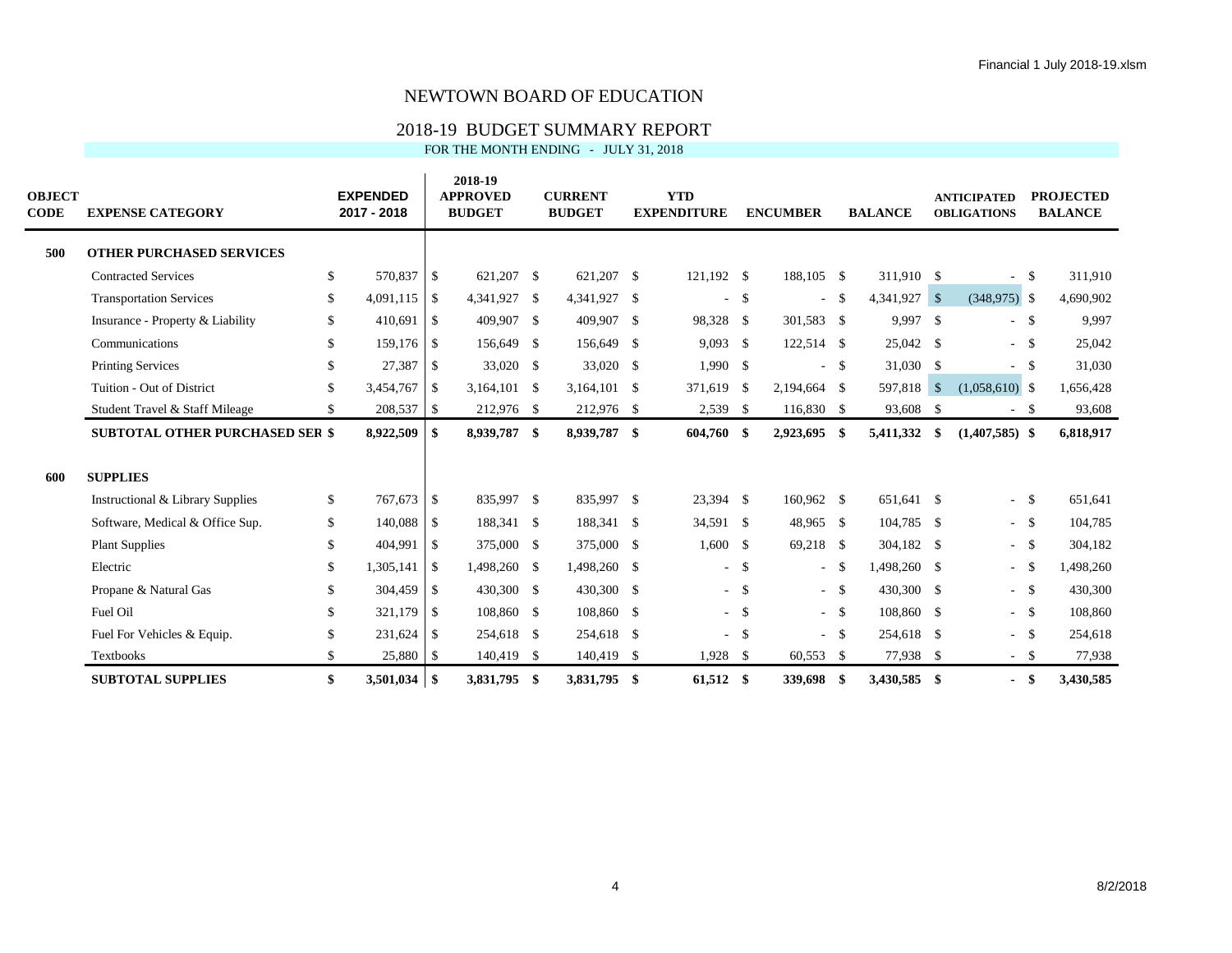# NEWTOWN BOARD OF EDUCATION

## 2018-19 BUDGET SUMMARY REPORT

FOR THE MONTH ENDING - JULY 31, 2018

| OBJECT CODE | EXPENSE CATEGORY | EXPENDED 2017 - 2018 | 2018-19 APPROVED BUDGET | CURRENT BUDGET | YTD EXPENDITURE | ENCUMBER | BALANCE | ANTICIPATED OBLIGATIONS | PROJECTED BALANCE |
|---|---|---|---|---|---|---|---|---|---|
| **500** | **OTHER PURCHASED SERVICES** | | | | | | | | |
| | Contracted Services | $ 570,837 | $ 621,207 | $ 621,207 | $ 121,192 | $ 188,105 | $ 311,910 | $ - | $ 311,910 |
| | Transportation Services | $ 4,091,115 | $ 4,341,927 | $ 4,341,927 | $ - | $ - | $ 4,341,927 | $ (348,975) | $ 4,690,902 |
| | Insurance - Property & Liability | $ 410,691 | $ 409,907 | $ 409,907 | $ 98,328 | $ 301,583 | $ 9,997 | $ - | $ 9,997 |
| | Communications | $ 159,176 | $ 156,649 | $ 156,649 | $ 9,093 | $ 122,514 | $ 25,042 | $ - | $ 25,042 |
| | Printing Services | $ 27,387 | $ 33,020 | $ 33,020 | $ 1,990 | $ - | $ 31,030 | $ - | $ 31,030 |
| | Tuition - Out of District | $ 3,454,767 | $ 3,164,101 | $ 3,164,101 | $ 371,619 | $ 2,194,664 | $ 597,818 | $ (1,058,610) | $ 1,656,428 |
| | Student Travel & Staff Mileage | $ 208,537 | $ 212,976 | $ 212,976 | $ 2,539 | $ 116,830 | $ 93,608 | $ - | $ 93,608 |
| | **SUBTOTAL OTHER PURCHASED SER** | **$ 8,922,509** | **$ 8,939,787** | **$ 8,939,787** | **$ 604,760** | **$ 2,923,695** | **$ 5,411,332** | **$ (1,407,585)** | **$ 6,818,917** |
| **600** | **SUPPLIES** | | | | | | | | |
| | Instructional & Library Supplies | $ 767,673 | $ 835,997 | $ 835,997 | $ 23,394 | $ 160,962 | $ 651,641 | $ - | $ 651,641 |
| | Software, Medical & Office Sup. | $ 140,088 | $ 188,341 | $ 188,341 | $ 34,591 | $ 48,965 | $ 104,785 | $ - | $ 104,785 |
| | Plant Supplies | $ 404,991 | $ 375,000 | $ 375,000 | $ 1,600 | $ 69,218 | $ 304,182 | $ - | $ 304,182 |
| | Electric | $ 1,305,141 | $ 1,498,260 | $ 1,498,260 | $ - | $ - | $ 1,498,260 | $ - | $ 1,498,260 |
| | Propane & Natural Gas | $ 304,459 | $ 430,300 | $ 430,300 | $ - | $ - | $ 430,300 | $ - | $ 430,300 |
| | Fuel Oil | $ 321,179 | $ 108,860 | $ 108,860 | $ - | $ - | $ 108,860 | $ - | $ 108,860 |
| | Fuel For Vehicles & Equip. | $ 231,624 | $ 254,618 | $ 254,618 | $ - | $ - | $ 254,618 | $ - | $ 254,618 |
| | Textbooks | $ 25,880 | $ 140,419 | $ 140,419 | $ 1,928 | $ 60,553 | $ 77,938 | $ - | $ 77,938 |
| | **SUBTOTAL SUPPLIES** | **$ 3,501,034** | **$ 3,831,795** | **$ 3,831,795** | **$ 61,512** | **$ 339,698** | **$ 3,430,585** | **$ -** | **$ 3,430,585** |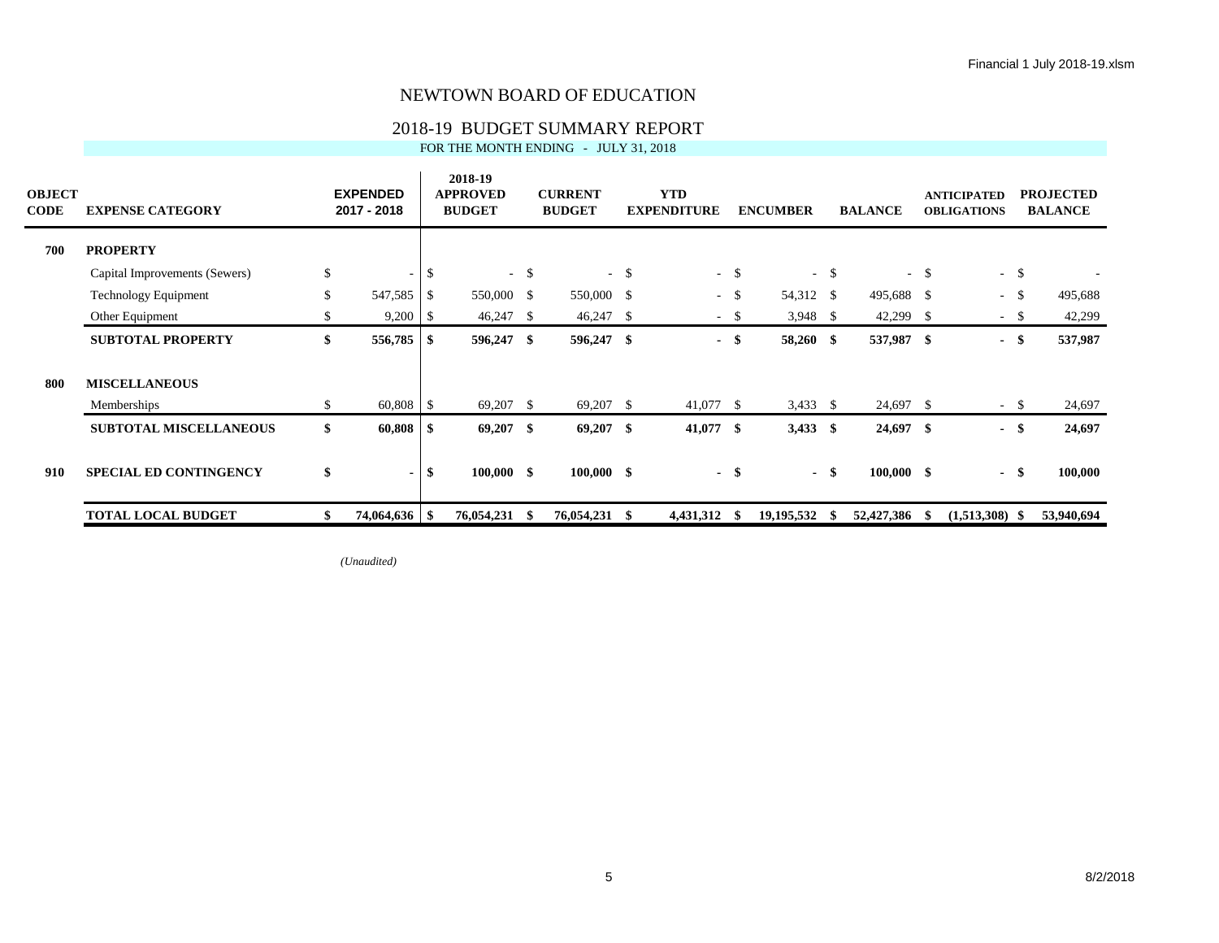# NEWTOWN BOARD OF EDUCATION

## 2018-19 BUDGET SUMMARY REPORT

FOR THE MONTH ENDING - JULY 31, 2018

| OBJECT CODE | EXPENSE CATEGORY | EXPENDED 2017 - 2018 | 2018-19 APPROVED BUDGET | CURRENT BUDGET | YTD EXPENDITURE | ENCUMBER | BALANCE | ANTICIPATED OBLIGATIONS | PROJECTED BALANCE |
|---|---|---|---|---|---|---|---|---|---|
| **700** | **PROPERTY** | | | | | | | | |
| | Capital Improvements (Sewers) | $ - | $ - | $ - | $ - | $ - | $ - | $ - | $ - |
| | Technology Equipment | $ 547,585 | $ 550,000 | $ 550,000 | $ - | $ 54,312 | $ 495,688 | $ - | $ 495,688 |
| | Other Equipment | $ 9,200 | $ 46,247 | $ 46,247 | $ - | $ 3,948 | $ 42,299 | $ - | $ 42,299 |
| | **SUBTOTAL PROPERTY** | **$ 556,785** | **$ 596,247** | **$ 596,247** | **$ -** | **$ 58,260** | **$ 537,987** | **$ -** | **$ 537,987** |
| **800** | **MISCELLANEOUS** | | | | | | | | |
| | Memberships | $ 60,808 | $ 69,207 | $ 69,207 | $ 41,077 | $ 3,433 | $ 24,697 | $ - | $ 24,697 |
| | **SUBTOTAL MISCELLANEOUS** | **$ 60,808** | **$ 69,207** | **$ 69,207** | **$ 41,077** | **$ 3,433** | **$ 24,697** | **$ -** | **$ 24,697** |
| **910** | **SPECIAL ED CONTINGENCY** | **$ -** | **$ 100,000** | **$ 100,000** | **$ -** | **$ -** | **$ 100,000** | **$ -** | **$ 100,000** |
| | **TOTAL LOCAL BUDGET** | **$ 74,064,636** | **$ 76,054,231** | **$ 76,054,231** | **$ 4,431,312** | **$ 19,195,532** | **$ 52,427,386** | **$ (1,513,308)** | **$ 53,940,694** |

*(Unaudited)*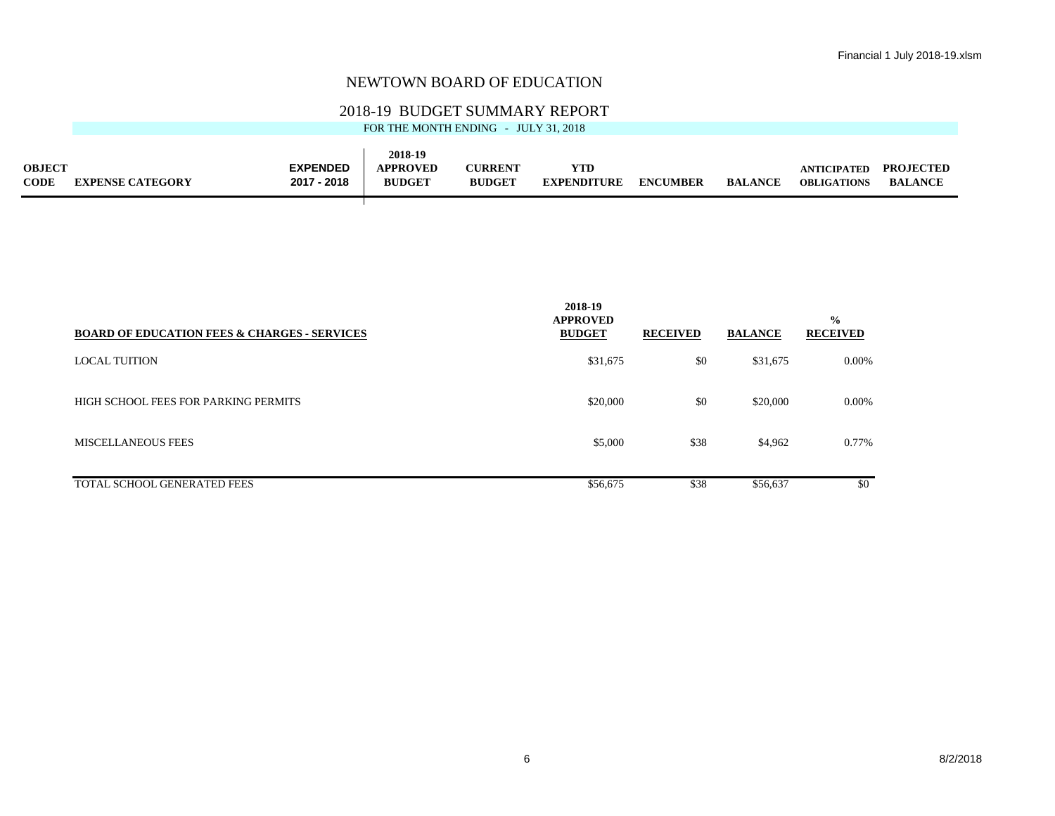# NEWTOWN BOARD OF EDUCATION

## 2018-19 BUDGET SUMMARY REPORT

FOR THE MONTH ENDING - JULY 31, 2018

| OBJECT CODE | EXPENSE CATEGORY | EXPENDED 2017 - 2018 | 2018-19 APPROVED BUDGET | CURRENT BUDGET | YTD EXPENDITURE | ENCUMBER | BALANCE | ANTICIPATED OBLIGATIONS | PROJECTED BALANCE |
|---|---|---|---|---|---|---|---|---|---|

| BOARD OF EDUCATION FEES & CHARGES - SERVICES | 2018-19 APPROVED BUDGET | RECEIVED | BALANCE | % RECEIVED |
|---|---|---|---|---|
| LOCAL TUITION | $31,675 | $0 | $31,675 | 0.00% |
| HIGH SCHOOL FEES FOR PARKING PERMITS | $20,000 | $0 | $20,000 | 0.00% |
| MISCELLANEOUS FEES | $5,000 | $38 | $4,962 | 0.77% |
| TOTAL SCHOOL GENERATED FEES | $56,675 | $38 | $56,637 | $0 |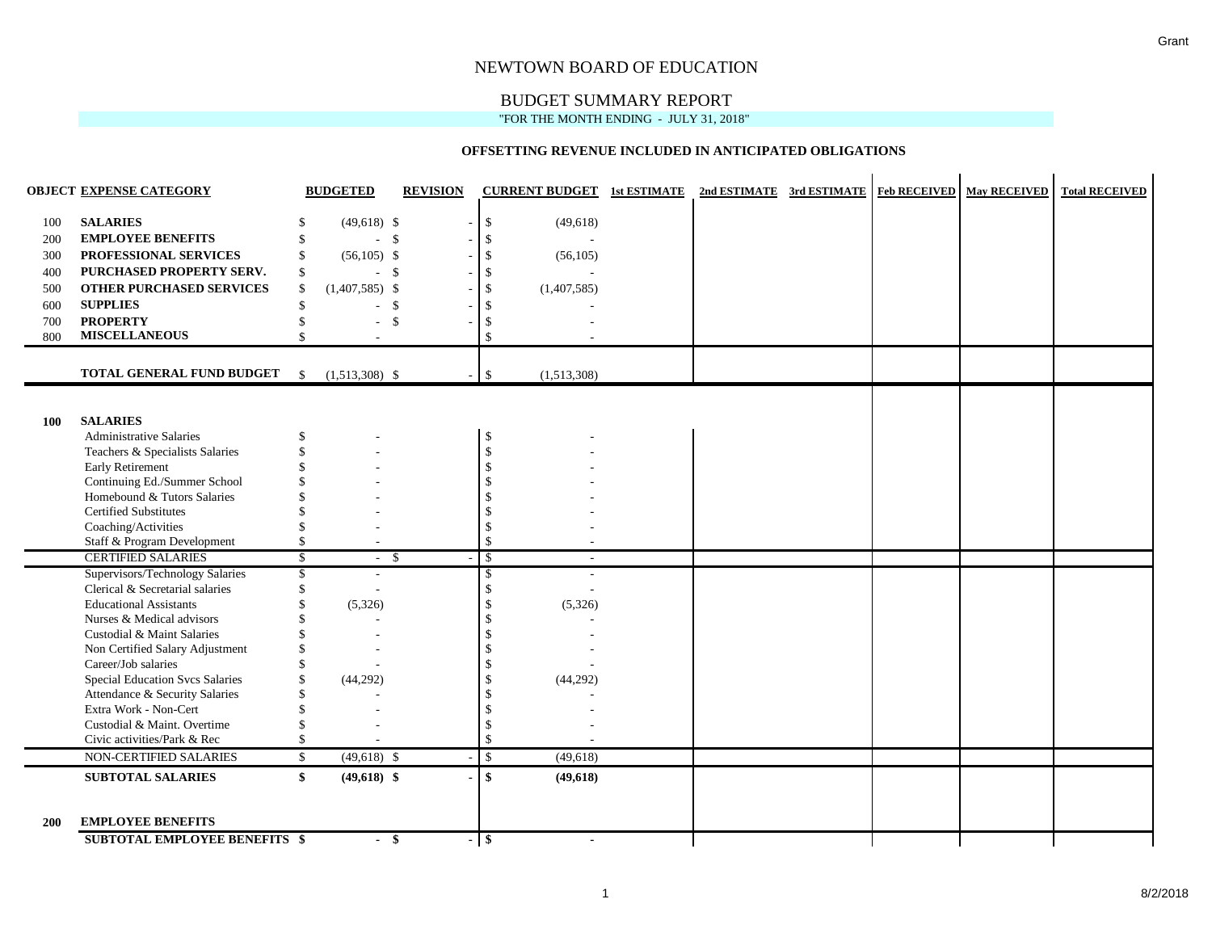# NEWTOWN BOARD OF EDUCATION

## BUDGET SUMMARY REPORT

"FOR THE MONTH ENDING - JULY 31, 2018"

### OFFSETTING REVENUE INCLUDED IN ANTICIPATED OBLIGATIONS

| OBJECT | EXPENSE CATEGORY | BUDGETED | REVISION | CURRENT BUDGET | 1st ESTIMATE | 2nd ESTIMATE | 3rd ESTIMATE | Feb RECEIVED | May RECEIVED | Total RECEIVED |
|---|---|---|---|---|---|---|---|---|---|---|
| 100 | **SALARIES** | $ (49,618) | $ - | $ (49,618) | | | | | | |
| 200 | **EMPLOYEE BENEFITS** | $ - | $ - | $ - | | | | | | |
| 300 | **PROFESSIONAL SERVICES** | $ (56,105) | $ - | $ (56,105) | | | | | | |
| 400 | **PURCHASED PROPERTY SERV.** | $ - | $ - | $ - | | | | | | |
| 500 | **OTHER PURCHASED SERVICES** | $ (1,407,585) | $ - | $ (1,407,585) | | | | | | |
| 600 | **SUPPLIES** | $ - | $ - | $ - | | | | | | |
| 700 | **PROPERTY** | $ - | $ - | $ - | | | | | | |
| 800 | **MISCELLANEOUS** | $ - | | $ - | | | | | | |
| | **TOTAL GENERAL FUND BUDGET** | $ (1,513,308) | $ - | $ (1,513,308) | | | | | | |
| **100** | **SALARIES** | | | | | | | | | |
| | Administrative Salaries | $ - | | $ - | | | | | | |
| | Teachers & Specialists Salaries | $ - | | $ - | | | | | | |
| | Early Retirement | $ - | | $ - | | | | | | |
| | Continuing Ed./Summer School | $ - | | $ - | | | | | | |
| | Homebound & Tutors Salaries | $ - | | $ - | | | | | | |
| | Certified Substitutes | $ - | | $ - | | | | | | |
| | Coaching/Activities | $ - | | $ - | | | | | | |
| | Staff & Program Development | $ - | | $ - | | | | | | |
| | CERTIFIED SALARIES | $ - | $ - | $ - | | | | | | |
| | Supervisors/Technology Salaries | $ - | | $ - | | | | | | |
| | Clerical & Secretarial salaries | $ - | | $ - | | | | | | |
| | Educational Assistants | $ (5,326) | | $ (5,326) | | | | | | |
| | Nurses & Medical advisors | $ - | | $ - | | | | | | |
| | Custodial & Maint Salaries | $ - | | $ - | | | | | | |
| | Non Certified Salary Adjustment | $ - | | $ - | | | | | | |
| | Career/Job salaries | $ - | | $ - | | | | | | |
| | Special Education Svcs Salaries | $ (44,292) | | $ (44,292) | | | | | | |
| | Attendance & Security Salaries | $ - | | $ - | | | | | | |
| | Extra Work - Non-Cert | $ - | | $ - | | | | | | |
| | Custodial & Maint. Overtime | $ - | | $ - | | | | | | |
| | Civic activities/Park & Rec | $ - | | $ - | | | | | | |
| | NON-CERTIFIED SALARIES | $ (49,618) | $ - | $ (49,618) | | | | | | |
| | **SUBTOTAL SALARIES** | **$ (49,618)** | **$ -** | **$ (49,618)** | | | | | | |
| **200** | **EMPLOYEE BENEFITS** | | | | | | | | | |
| | **SUBTOTAL EMPLOYEE BENEFITS** | **$ -** | **$ -** | **$ -** | | | | | | |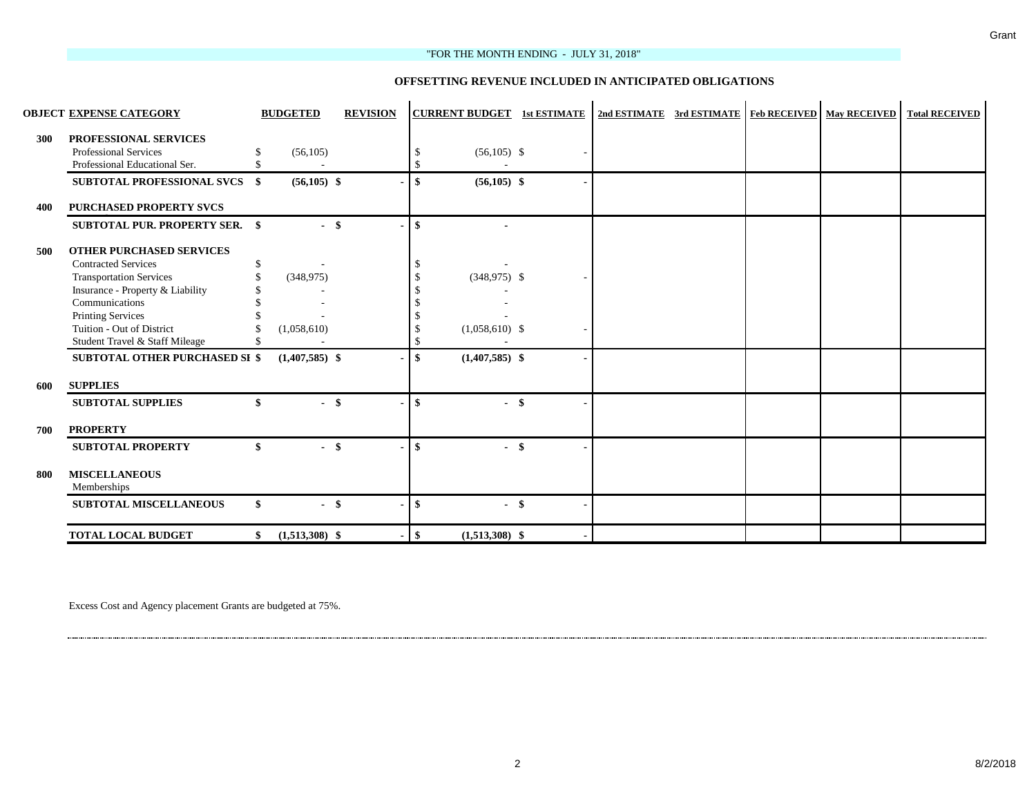"FOR THE MONTH ENDING - JULY 31, 2018"

**OFFSETTING REVENUE INCLUDED IN ANTICIPATED OBLIGATIONS**

| OBJECT | EXPENSE CATEGORY | BUDGETED | REVISION | CURRENT BUDGET | 1st ESTIMATE | 2nd ESTIMATE | 3rd ESTIMATE | Feb RECEIVED | May RECEIVED | Total RECEIVED |
|---|---|---|---|---|---|---|---|---|---|---|
| 300 | **PROFESSIONAL SERVICES** | | | | | | | | | |
| | Professional Services | $ (56,105) | | $ (56,105) | $ - | | | | | |
| | Professional Educational Ser. | $ - | | $ - | | | | | | |
| | **SUBTOTAL PROFESSIONAL SVCS** | **$ (56,105)** | **$ -** | **$ (56,105)** | **$ -** | | | | | |
| 400 | **PURCHASED PROPERTY SVCS** | | | | | | | | | |
| | **SUBTOTAL PUR. PROPERTY SER.** | **$ -** | **$ -** | **$ -** | | | | | | |
| 500 | **OTHER PURCHASED SERVICES** | | | | | | | | | |
| | Contracted Services | $ - | | $ - | | | | | | |
| | Transportation Services | $ (348,975) | | $ (348,975) | $ - | | | | | |
| | Insurance - Property & Liability | $ - | | $ - | | | | | | |
| | Communications | $ - | | $ - | | | | | | |
| | Printing Services | $ - | | $ - | | | | | | |
| | Tuition - Out of District | $ (1,058,610) | | $ (1,058,610) | $ - | | | | | |
| | Student Travel & Staff Mileage | $ - | | $ - | | | | | | |
| | **SUBTOTAL OTHER PURCHASED SI** | **$ (1,407,585)** | **$ -** | **$ (1,407,585)** | **$ -** | | | | | |
| 600 | **SUPPLIES** | | | | | | | | | |
| | **SUBTOTAL SUPPLIES** | **$ -** | **$ -** | **$ -** | **$ -** | | | | | |
| 700 | **PROPERTY** | | | | | | | | | |
| | **SUBTOTAL PROPERTY** | **$ -** | **$ -** | **$ -** | **$ -** | | | | | |
| 800 | **MISCELLANEOUS** | | | | | | | | | |
| | Memberships | | | | | | | | | |
| | **SUBTOTAL MISCELLANEOUS** | **$ -** | **$ -** | **$ -** | **$ -** | | | | | |
| | **TOTAL LOCAL BUDGET** | **$ (1,513,308)** | **$ -** | **$ (1,513,308)** | **$ -** | | | | | |

Excess Cost and Agency placement Grants are budgeted at 75%.